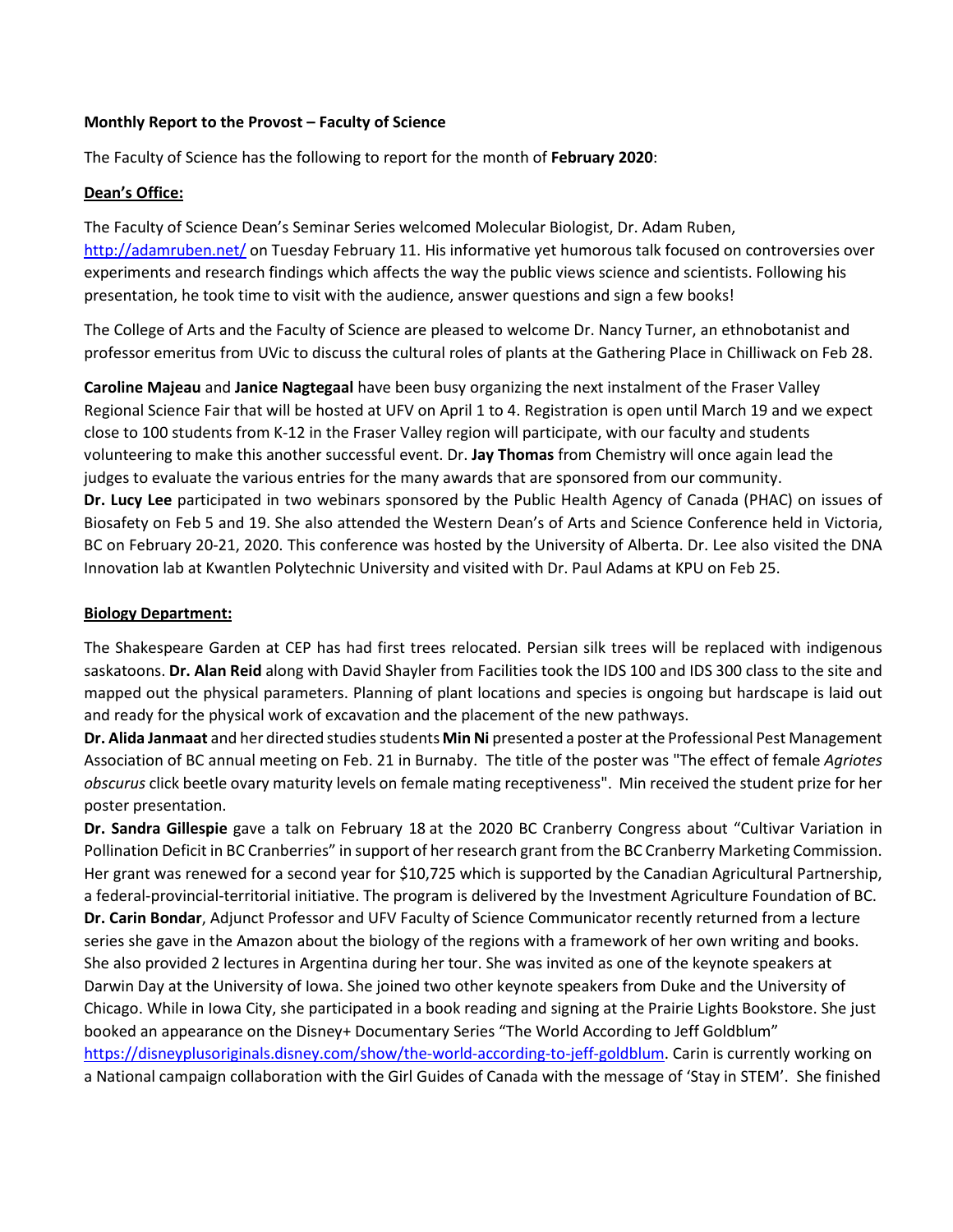**Monthly Report to the Provost – Faculty of Science**

The Faculty of Science has the following to report for the month of **February 2020**:

**<u>Dean's Office:</u>**

The Faculty of Science Dean's Seminar Series welcomed Molecular Biologist, Dr. Adam Ruben, http://adamruben.net/ on Tuesday February 11. His informative yet humorous talk focused on controversies over experiments and research findings which affects the way the public views science and scientists. Following his presentation, he took time to visit with the audience, answer questions and sign a few books!

The College of Arts and the Faculty of Science are pleased to welcome Dr. Nancy Turner, an ethnobotanist and professor emeritus from UVic to discuss the cultural roles of plants at the Gathering Place in Chilliwack on Feb 28.

**Caroline Majeau** and **Janice Nagtegaal** have been busy organizing the next instalment of the Fraser Valley Regional Science Fair that will be hosted at UFV on April 1 to 4. Registration is open until March 19 and we expect close to 100 students from K-12 in the Fraser Valley region will participate, with our faculty and students volunteering to make this another successful event. Dr. **Jay Thomas** from Chemistry will once again lead the judges to evaluate the various entries for the many awards that are sponsored from our community.

**Dr. Lucy Lee** participated in two webinars sponsored by the Public Health Agency of Canada (PHAC) on issues of Biosafety on Feb 5 and 19. She also attended the Western Dean's of Arts and Science Conference held in Victoria, BC on February 20-21, 2020. This conference was hosted by the University of Alberta. Dr. Lee also visited the DNA Innovation lab at Kwantlen Polytechnic University and visited with Dr. Paul Adams at KPU on Feb 25.

**<u>Biology Department:</u>**

The Shakespeare Garden at CEP has had first trees relocated. Persian silk trees will be replaced with indigenous saskatoons. **Dr. Alan Reid** along with David Shayler from Facilities took the IDS 100 and IDS 300 class to the site and mapped out the physical parameters. Planning of plant locations and species is ongoing but hardscape is laid out and ready for the physical work of excavation and the placement of the new pathways.

**Dr. Alida Janmaat** and her directed studies students **Min Ni** presented a poster at the Professional Pest Management Association of BC annual meeting on Feb. 21 in Burnaby. The title of the poster was "The effect of female *Agriotes obscurus* click beetle ovary maturity levels on female mating receptiveness". Min received the student prize for her poster presentation.

**Dr. Sandra Gillespie** gave a talk on February 18 at the 2020 BC Cranberry Congress about "Cultivar Variation in Pollination Deficit in BC Cranberries" in support of her research grant from the BC Cranberry Marketing Commission. Her grant was renewed for a second year for $10,725 which is supported by the Canadian Agricultural Partnership, a federal-provincial-territorial initiative. The program is delivered by the Investment Agriculture Foundation of BC.

**Dr. Carin Bondar**, Adjunct Professor and UFV Faculty of Science Communicator recently returned from a lecture series she gave in the Amazon about the biology of the regions with a framework of her own writing and books. She also provided 2 lectures in Argentina during her tour. She was invited as one of the keynote speakers at Darwin Day at the University of Iowa. She joined two other keynote speakers from Duke and the University of Chicago. While in Iowa City, she participated in a book reading and signing at the Prairie Lights Bookstore. She just booked an appearance on the Disney+ Documentary Series "The World According to Jeff Goldblum" https://disneyplusoriginals.disney.com/show/the-world-according-to-jeff-goldblum. Carin is currently working on a National campaign collaboration with the Girl Guides of Canada with the message of 'Stay in STEM'. She finished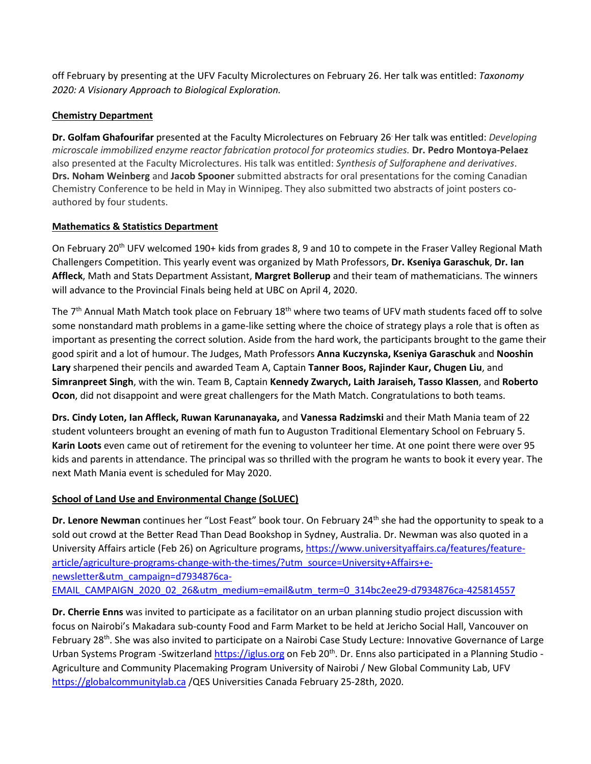off February by presenting at the UFV Faculty Microlectures on February 26. Her talk was entitled: *Taxonomy 2020: A Visionary Approach to Biological Exploration.*

**Chemistry Department**

**Dr. Golfam Ghafourifar** presented at the Faculty Microlectures on February 26. Her talk was entitled: *Developing microscale immobilized enzyme reactor fabrication protocol for proteomics studies.* **Dr. Pedro Montoya-Pelaez** also presented at the Faculty Microlectures. His talk was entitled: *Synthesis of Sulforaphene and derivatives*. **Drs. Noham Weinberg** and **Jacob Spooner** submitted abstracts for oral presentations for the coming Canadian Chemistry Conference to be held in May in Winnipeg. They also submitted two abstracts of joint posters co-authored by four students.

**Mathematics & Statistics Department**

On February 20th UFV welcomed 190+ kids from grades 8, 9 and 10 to compete in the Fraser Valley Regional Math Challengers Competition. This yearly event was organized by Math Professors, **Dr. Kseniya Garaschuk**, **Dr. Ian Affleck**, Math and Stats Department Assistant, **Margret Bollerup** and their team of mathematicians. The winners will advance to the Provincial Finals being held at UBC on April 4, 2020.

The 7th Annual Math Match took place on February 18th where two teams of UFV math students faced off to solve some nonstandard math problems in a game-like setting where the choice of strategy plays a role that is often as important as presenting the correct solution. Aside from the hard work, the participants brought to the game their good spirit and a lot of humour. The Judges, Math Professors **Anna Kuczynska, Kseniya Garaschuk** and **Nooshin Lary** sharpened their pencils and awarded Team A, Captain **Tanner Boos, Rajinder Kaur, Chugen Liu**, and **Simranpreet Singh**, with the win. Team B, Captain **Kennedy Zwarych, Laith Jaraiseh, Tasso Klassen**, and **Roberto Ocon**, did not disappoint and were great challengers for the Math Match. Congratulations to both teams.

**Drs. Cindy Loten, Ian Affleck, Ruwan Karunanayaka,** and **Vanessa Radzimski** and their Math Mania team of 22 student volunteers brought an evening of math fun to Auguston Traditional Elementary School on February 5. **Karin Loots** even came out of retirement for the evening to volunteer her time. At one point there were over 95 kids and parents in attendance. The principal was so thrilled with the program he wants to book it every year. The next Math Mania event is scheduled for May 2020.

**School of Land Use and Environmental Change (SoLUEC)**

**Dr. Lenore Newman** continues her "Lost Feast" book tour. On February 24th she had the opportunity to speak to a sold out crowd at the Better Read Than Dead Bookshop in Sydney, Australia. Dr. Newman was also quoted in a University Affairs article (Feb 26) on Agriculture programs, https://www.universityaffairs.ca/features/feature-article/agriculture-programs-change-with-the-times/?utm_source=University+Affairs+e-newsletter&utm_campaign=d7934876ca-EMAIL_CAMPAIGN_2020_02_26&utm_medium=email&utm_term=0_314bc2ee29-d7934876ca-425814557

**Dr. Cherrie Enns** was invited to participate as a facilitator on an urban planning studio project discussion with focus on Nairobi's Makadara sub-county Food and Farm Market to be held at Jericho Social Hall, Vancouver on February 28th. She was also invited to participate on a Nairobi Case Study Lecture: Innovative Governance of Large Urban Systems Program -Switzerland https://iglus.org on Feb 20th. Dr. Enns also participated in a Planning Studio - Agriculture and Community Placemaking Program University of Nairobi / New Global Community Lab, UFV https://globalcommunitylab.ca /QES Universities Canada February 25-28th, 2020.